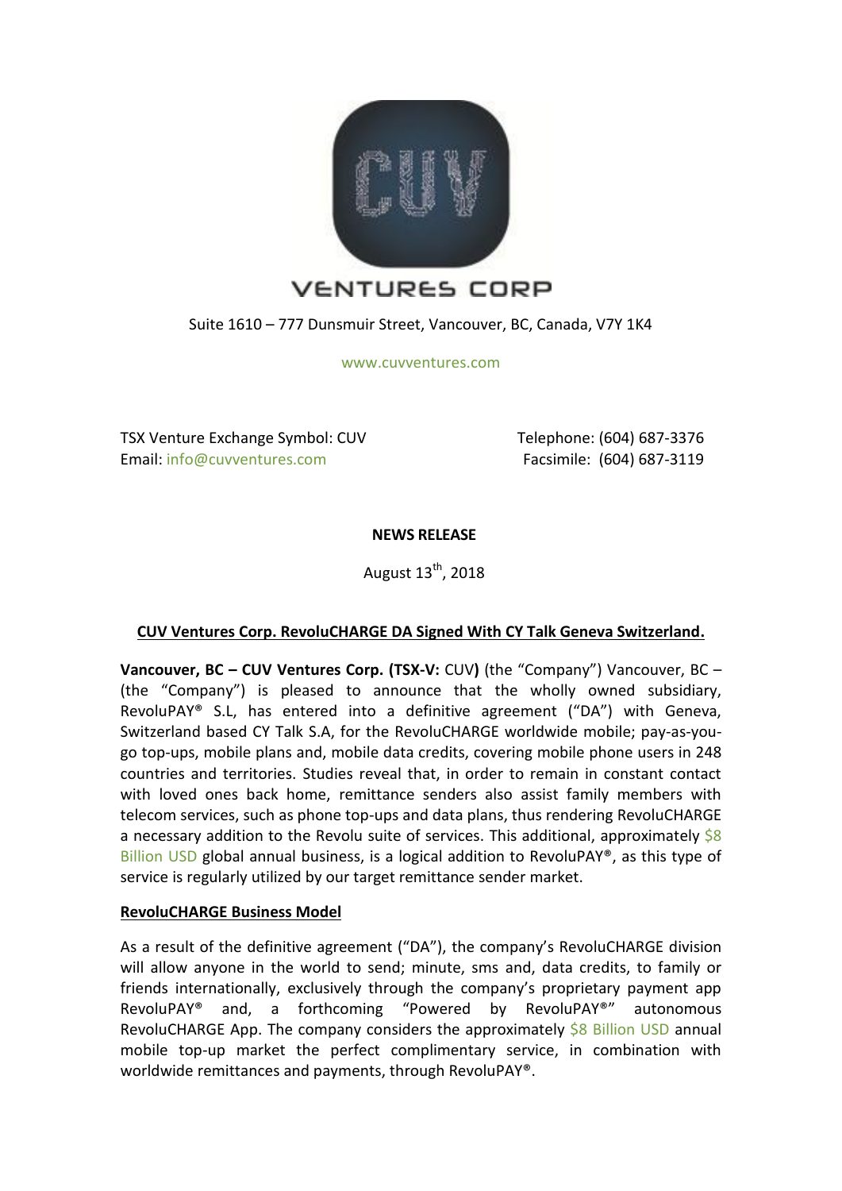# VENTURES CORP

Suite 1610 – 777 Dunsmuir Street, Vancouver, BC, Canada, V7Y 1K4

www.cuvventures.com

TSX Venture Exchange Symbol: CUV
Email: info@cuvventures.com

Telephone: (604) 687-3376
Facsimile: (604) 687-3119

**NEWS RELEASE**

August 13th, 2018

**CUV Ventures Corp. RevoluCHARGE DA Signed With CY Talk Geneva Switzerland.**

**Vancouver, BC – CUV Ventures Corp. (TSX-V:** CUV**)** (the "Company") Vancouver, BC – (the "Company") is pleased to announce that the wholly owned subsidiary, RevoluPAY® S.L, has entered into a definitive agreement ("DA") with Geneva, Switzerland based CY Talk S.A, for the RevoluCHARGE worldwide mobile; pay-as-you-go top-ups, mobile plans and, mobile data credits, covering mobile phone users in 248 countries and territories. Studies reveal that, in order to remain in constant contact with loved ones back home, remittance senders also assist family members with telecom services, such as phone top-ups and data plans, thus rendering RevoluCHARGE a necessary addition to the Revolu suite of services. This additional, approximately $8 Billion USD global annual business, is a logical addition to RevoluPAY®, as this type of service is regularly utilized by our target remittance sender market.

**RevoluCHARGE Business Model**

As a result of the definitive agreement ("DA"), the company's RevoluCHARGE division will allow anyone in the world to send; minute, sms and, data credits, to family or friends internationally, exclusively through the company's proprietary payment app RevoluPAY® and, a forthcoming "Powered by RevoluPAY®" autonomous RevoluCHARGE App. The company considers the approximately $8 Billion USD annual mobile top-up market the perfect complimentary service, in combination with worldwide remittances and payments, through RevoluPAY®.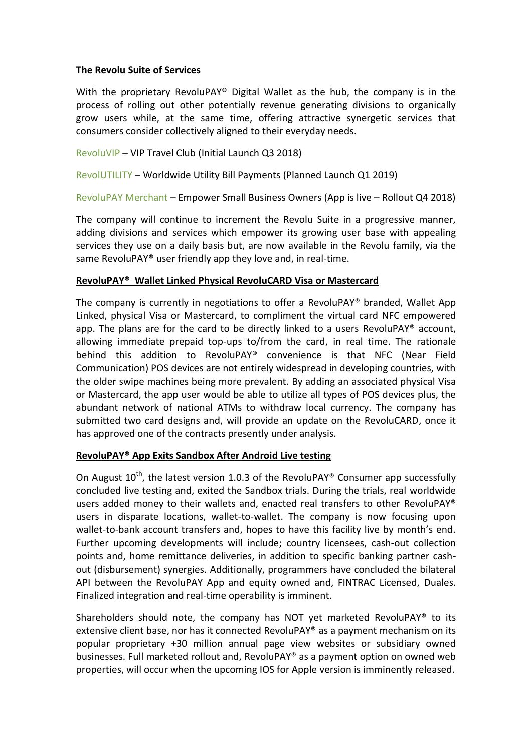**The Revolu Suite of Services**

With the proprietary RevoluPAY® Digital Wallet as the hub, the company is in the process of rolling out other potentially revenue generating divisions to organically grow users while, at the same time, offering attractive synergetic services that consumers consider collectively aligned to their everyday needs.

RevoluVIP – VIP Travel Club (Initial Launch Q3 2018)

RevolUTILITY – Worldwide Utility Bill Payments (Planned Launch Q1 2019)

RevoluPAY Merchant – Empower Small Business Owners (App is live – Rollout Q4 2018)

The company will continue to increment the Revolu Suite in a progressive manner, adding divisions and services which empower its growing user base with appealing services they use on a daily basis but, are now available in the Revolu family, via the same RevoluPAY® user friendly app they love and, in real-time.

**RevoluPAY® Wallet Linked Physical RevoluCARD Visa or Mastercard**

The company is currently in negotiations to offer a RevoluPAY® branded, Wallet App Linked, physical Visa or Mastercard, to compliment the virtual card NFC empowered app. The plans are for the card to be directly linked to a users RevoluPAY® account, allowing immediate prepaid top-ups to/from the card, in real time. The rationale behind this addition to RevoluPAY® convenience is that NFC (Near Field Communication) POS devices are not entirely widespread in developing countries, with the older swipe machines being more prevalent. By adding an associated physical Visa or Mastercard, the app user would be able to utilize all types of POS devices plus, the abundant network of national ATMs to withdraw local currency. The company has submitted two card designs and, will provide an update on the RevoluCARD, once it has approved one of the contracts presently under analysis.

**RevoluPAY® App Exits Sandbox After Android Live testing**

On August 10th, the latest version 1.0.3 of the RevoluPAY® Consumer app successfully concluded live testing and, exited the Sandbox trials. During the trials, real worldwide users added money to their wallets and, enacted real transfers to other RevoluPAY® users in disparate locations, wallet-to-wallet. The company is now focusing upon wallet-to-bank account transfers and, hopes to have this facility live by month's end. Further upcoming developments will include; country licensees, cash-out collection points and, home remittance deliveries, in addition to specific banking partner cash-out (disbursement) synergies. Additionally, programmers have concluded the bilateral API between the RevoluPAY App and equity owned and, FINTRAC Licensed, Duales. Finalized integration and real-time operability is imminent.

Shareholders should note, the company has NOT yet marketed RevoluPAY® to its extensive client base, nor has it connected RevoluPAY® as a payment mechanism on its popular proprietary +30 million annual page view websites or subsidiary owned businesses. Full marketed rollout and, RevoluPAY® as a payment option on owned web properties, will occur when the upcoming IOS for Apple version is imminently released.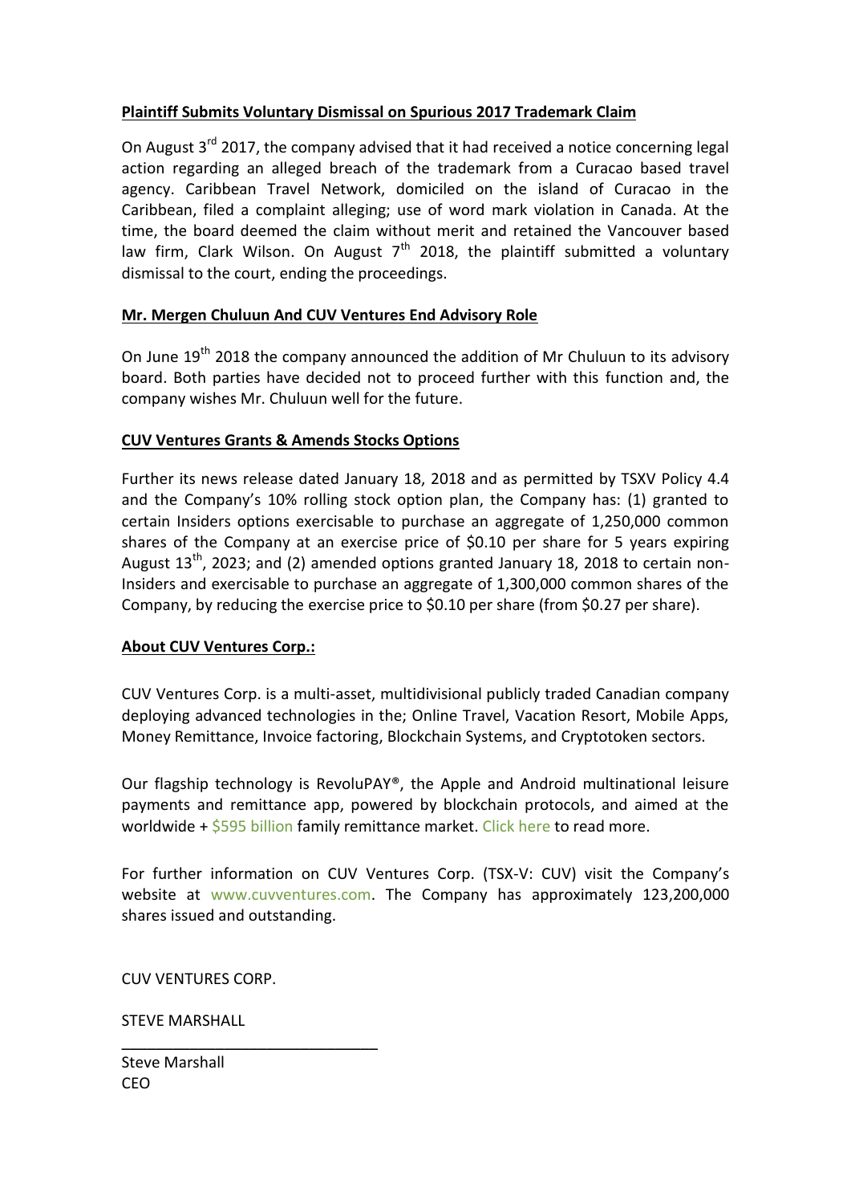## Plaintiff Submits Voluntary Dismissal on Spurious 2017 Trademark Claim

On August 3rd 2017, the company advised that it had received a notice concerning legal action regarding an alleged breach of the trademark from a Curacao based travel agency. Caribbean Travel Network, domiciled on the island of Curacao in the Caribbean, filed a complaint alleging; use of word mark violation in Canada. At the time, the board deemed the claim without merit and retained the Vancouver based law firm, Clark Wilson. On August 7th 2018, the plaintiff submitted a voluntary dismissal to the court, ending the proceedings.

## Mr. Mergen Chuluun And CUV Ventures End Advisory Role

On June 19th 2018 the company announced the addition of Mr Chuluun to its advisory board. Both parties have decided not to proceed further with this function and, the company wishes Mr. Chuluun well for the future.

## CUV Ventures Grants & Amends Stocks Options

Further its news release dated January 18, 2018 and as permitted by TSXV Policy 4.4 and the Company's 10% rolling stock option plan, the Company has: (1) granted to certain Insiders options exercisable to purchase an aggregate of 1,250,000 common shares of the Company at an exercise price of $0.10 per share for 5 years expiring August 13th, 2023; and (2) amended options granted January 18, 2018 to certain non-Insiders and exercisable to purchase an aggregate of 1,300,000 common shares of the Company, by reducing the exercise price to $0.10 per share (from $0.27 per share).

## About CUV Ventures Corp.:

CUV Ventures Corp. is a multi-asset, multidivisional publicly traded Canadian company deploying advanced technologies in the; Online Travel, Vacation Resort, Mobile Apps, Money Remittance, Invoice factoring, Blockchain Systems, and Cryptotoken sectors.

Our flagship technology is RevoluPAY®, the Apple and Android multinational leisure payments and remittance app, powered by blockchain protocols, and aimed at the worldwide + $595 billion family remittance market. Click here to read more.

For further information on CUV Ventures Corp. (TSX-V: CUV) visit the Company's website at www.cuvventures.com. The Company has approximately 123,200,000 shares issued and outstanding.

CUV VENTURES CORP.

STEVE MARSHALL

Steve Marshall
CEO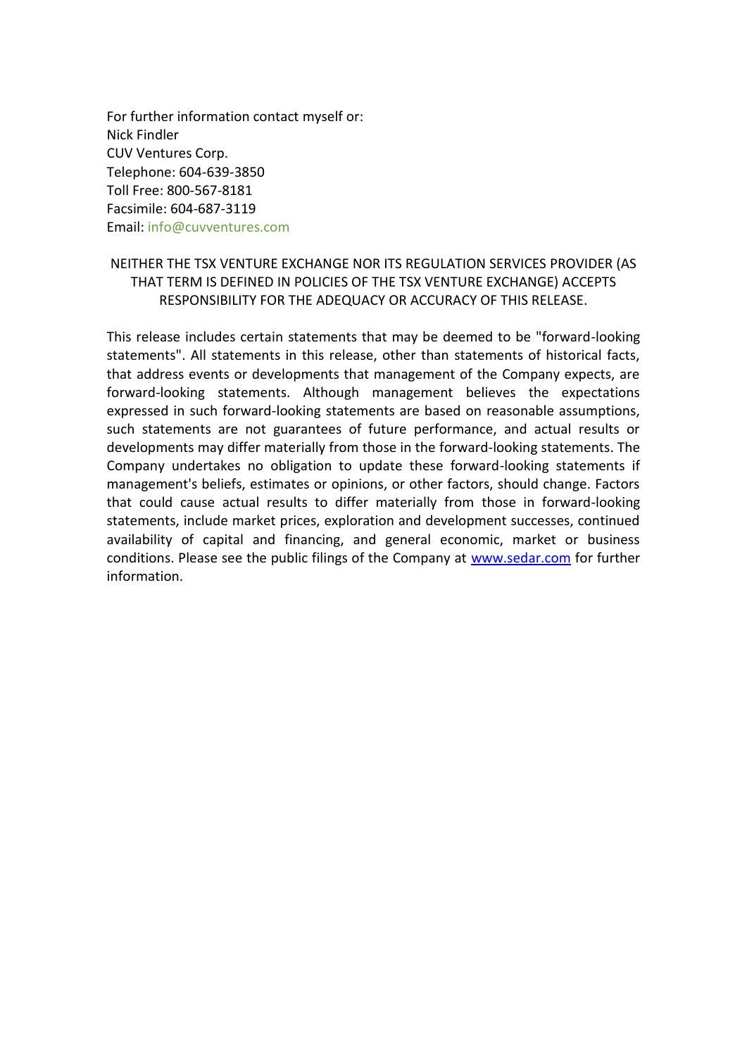For further information contact myself or:
Nick Findler
CUV Ventures Corp.
Telephone: 604-639-3850
Toll Free: 800-567-8181
Facsimile: 604-687-3119
Email: info@cuvventures.com

NEITHER THE TSX VENTURE EXCHANGE NOR ITS REGULATION SERVICES PROVIDER (AS THAT TERM IS DEFINED IN POLICIES OF THE TSX VENTURE EXCHANGE) ACCEPTS RESPONSIBILITY FOR THE ADEQUACY OR ACCURACY OF THIS RELEASE.

This release includes certain statements that may be deemed to be "forward-looking statements". All statements in this release, other than statements of historical facts, that address events or developments that management of the Company expects, are forward-looking statements. Although management believes the expectations expressed in such forward-looking statements are based on reasonable assumptions, such statements are not guarantees of future performance, and actual results or developments may differ materially from those in the forward-looking statements. The Company undertakes no obligation to update these forward-looking statements if management's beliefs, estimates or opinions, or other factors, should change. Factors that could cause actual results to differ materially from those in forward-looking statements, include market prices, exploration and development successes, continued availability of capital and financing, and general economic, market or business conditions. Please see the public filings of the Company at www.sedar.com for further information.